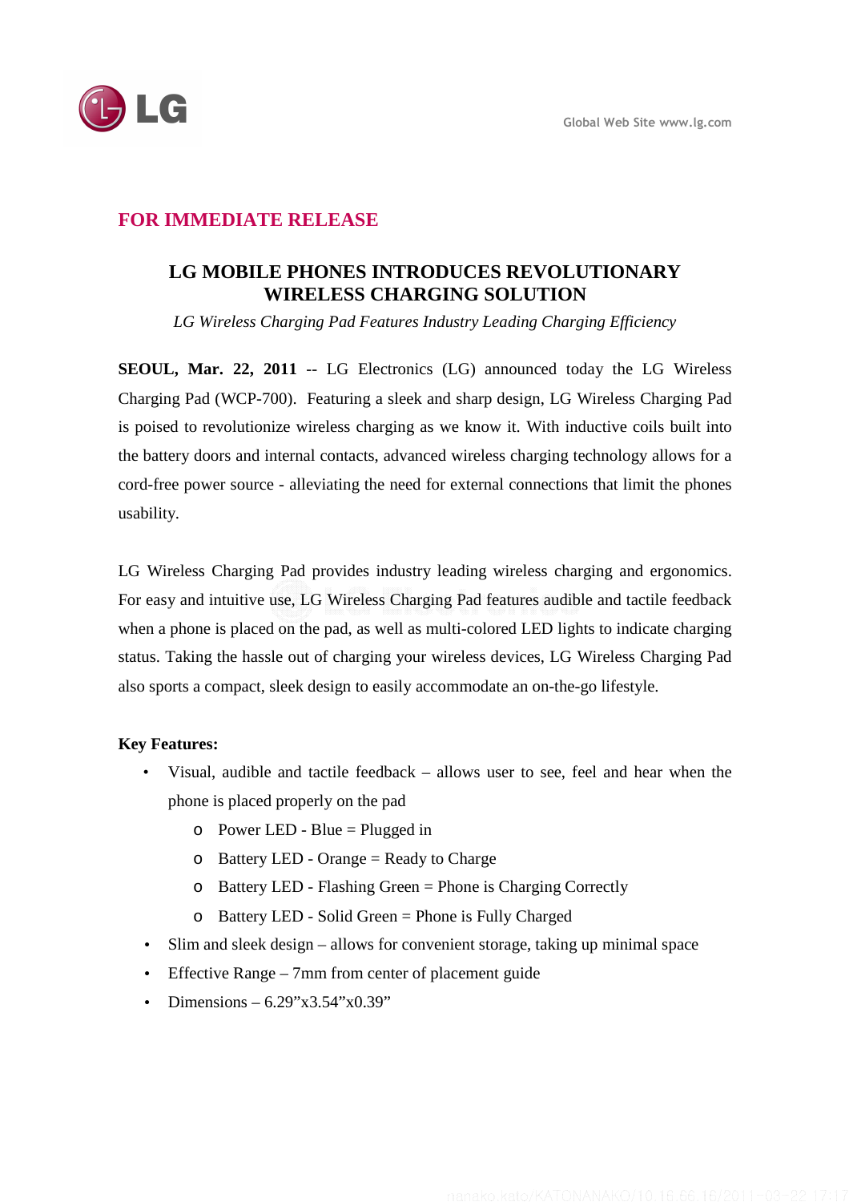Global Web Site www.lg.com

**FOR IMMEDIATE RELEASE**

# LG MOBILE PHONES INTRODUCES REVOLUTIONARY WIRELESS CHARGING SOLUTION

*LG Wireless Charging Pad Features Industry Leading Charging Efficiency*

**SEOUL, Mar. 22, 2011** -- LG Electronics (LG) announced today the LG Wireless Charging Pad (WCP-700). Featuring a sleek and sharp design, LG Wireless Charging Pad is poised to revolutionize wireless charging as we know it. With inductive coils built into the battery doors and internal contacts, advanced wireless charging technology allows for a cord-free power source - alleviating the need for external connections that limit the phones usability.

LG Wireless Charging Pad provides industry leading wireless charging and ergonomics. For easy and intuitive use, LG Wireless Charging Pad features audible and tactile feedback when a phone is placed on the pad, as well as multi-colored LED lights to indicate charging status. Taking the hassle out of charging your wireless devices, LG Wireless Charging Pad also sports a compact, sleek design to easily accommodate an on-the-go lifestyle.

**Key Features:**

- Visual, audible and tactile feedback – allows user to see, feel and hear when the phone is placed properly on the pad
  - Power LED - Blue = Plugged in
  - Battery LED - Orange = Ready to Charge
  - Battery LED - Flashing Green = Phone is Charging Correctly
  - Battery LED - Solid Green = Phone is Fully Charged
- Slim and sleek design – allows for convenient storage, taking up minimal space
- Effective Range – 7mm from center of placement guide
- Dimensions – 6.29”x3.54”x0.39”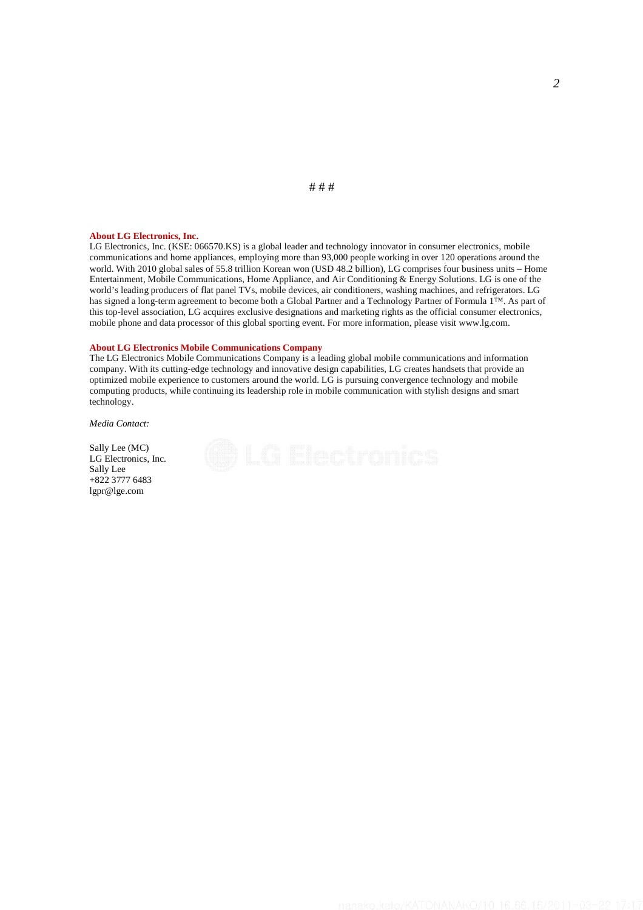# # #

**About LG Electronics, Inc.**

LG Electronics, Inc. (KSE: 066570.KS) is a global leader and technology innovator in consumer electronics, mobile communications and home appliances, employing more than 93,000 people working in over 120 operations around the world. With 2010 global sales of 55.8 trillion Korean won (USD 48.2 billion), LG comprises four business units – Home Entertainment, Mobile Communications, Home Appliance, and Air Conditioning & Energy Solutions. LG is one of the world's leading producers of flat panel TVs, mobile devices, air conditioners, washing machines, and refrigerators. LG has signed a long-term agreement to become both a Global Partner and a Technology Partner of Formula 1™. As part of this top-level association, LG acquires exclusive designations and marketing rights as the official consumer electronics, mobile phone and data processor of this global sporting event. For more information, please visit www.lg.com.

**About LG Electronics Mobile Communications Company**

The LG Electronics Mobile Communications Company is a leading global mobile communications and information company. With its cutting-edge technology and innovative design capabilities, LG creates handsets that provide an optimized mobile experience to customers around the world. LG is pursuing convergence technology and mobile computing products, while continuing its leadership role in mobile communication with stylish designs and smart technology.

*Media Contact:*

Sally Lee (MC)
LG Electronics, Inc.
Sally Lee
+822 3777 6483
lgpr@lge.com